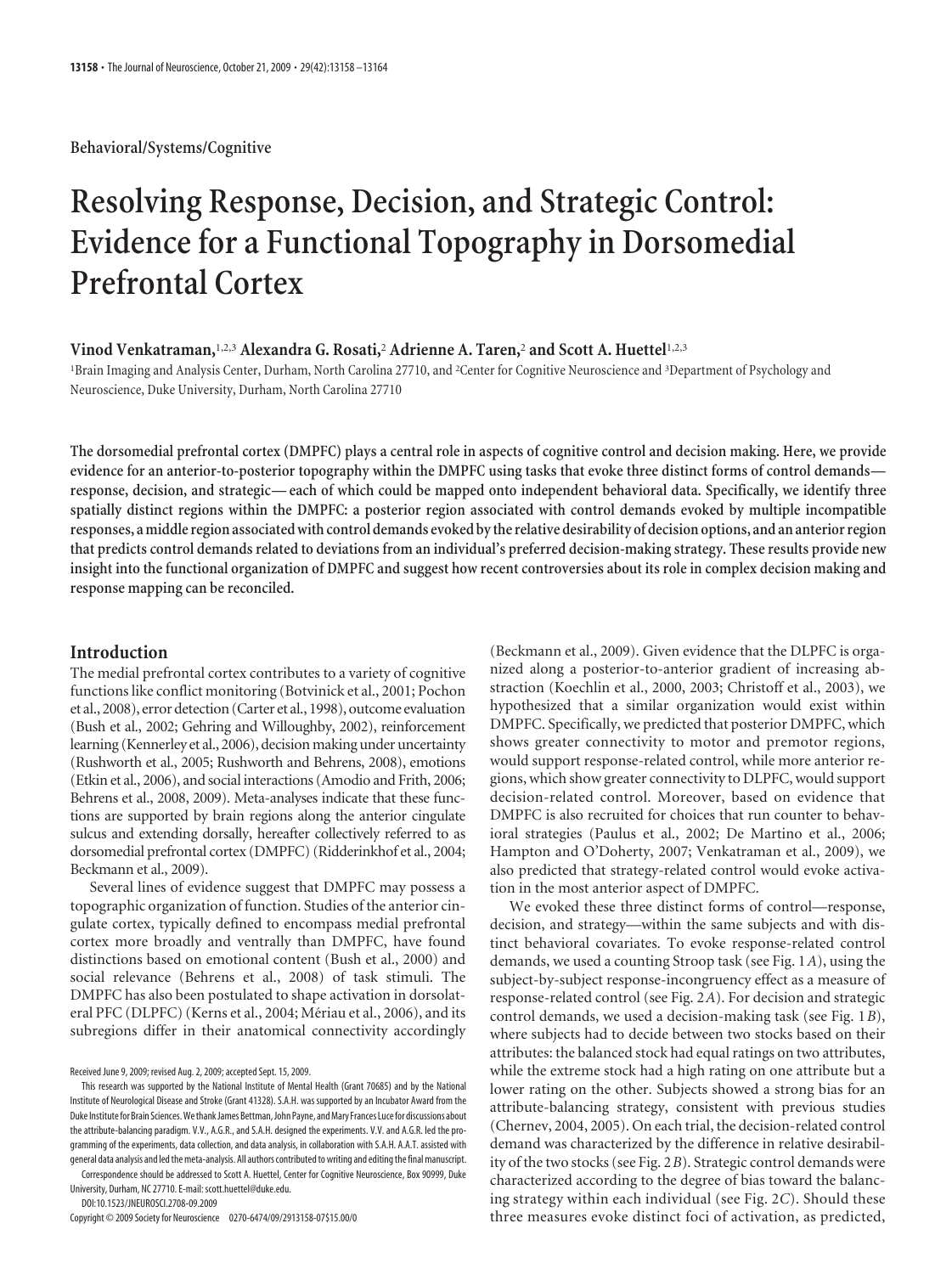Behavioral/Systems/Cognitive

# Resolving Response, Decision, and Strategic Control: Evidence for a Functional Topography in Dorsomedial Prefrontal Cortex

**Vinod Venkatraman,[1,2,3] Alexandra G. Rosati,[2] Adrienne A. Taren,[2] and Scott A. Huettel[1,2,3]**

[1]Brain Imaging and Analysis Center, Durham, North Carolina 27710, and [2]Center for Cognitive Neuroscience and [3]Department of Psychology and Neuroscience, Duke University, Durham, North Carolina 27710

**The dorsomedial prefrontal cortex (DMPFC) plays a central role in aspects of cognitive control and decision making. Here, we provide evidence for an anterior-to-posterior topography within the DMPFC using tasks that evoke three distinct forms of control demands—response, decision, and strategic—each of which could be mapped onto independent behavioral data. Specifically, we identify three spatially distinct regions within the DMPFC: a posterior region associated with control demands evoked by multiple incompatible responses, a middle region associated with control demands evoked by the relative desirability of decision options, and an anterior region that predicts control demands related to deviations from an individual's preferred decision-making strategy. These results provide new insight into the functional organization of DMPFC and suggest how recent controversies about its role in complex decision making and response mapping can be reconciled.**

## Introduction

The medial prefrontal cortex contributes to a variety of cognitive functions like conflict monitoring (Botvinick et al., 2001; Pochon et al., 2008), error detection (Carter et al., 1998), outcome evaluation (Bush et al., 2002; Gehring and Willoughby, 2002), reinforcement learning (Kennerley et al., 2006), decision making under uncertainty (Rushworth et al., 2005; Rushworth and Behrens, 2008), emotions (Etkin et al., 2006), and social interactions (Amodio and Frith, 2006; Behrens et al., 2008, 2009). Meta-analyses indicate that these functions are supported by brain regions along the anterior cingulate sulcus and extending dorsally, hereafter collectively referred to as dorsomedial prefrontal cortex (DMPFC) (Ridderinkhof et al., 2004; Beckmann et al., 2009).

Several lines of evidence suggest that DMPFC may possess a topographic organization of function. Studies of the anterior cingulate cortex, typically defined to encompass medial prefrontal cortex more broadly and ventrally than DMPFC, have found distinctions based on emotional content (Bush et al., 2000) and social relevance (Behrens et al., 2008) of task stimuli. The DMPFC has also been postulated to shape activation in dorsolateral PFC (DLPFC) (Kerns et al., 2004; Mériau et al., 2006), and its subregions differ in their anatomical connectivity accordingly (Beckmann et al., 2009). Given evidence that the DLPFC is organized along a posterior-to-anterior gradient of increasing abstraction (Koechlin et al., 2000, 2003; Christoff et al., 2003), we hypothesized that a similar organization would exist within DMPFC. Specifically, we predicted that posterior DMPFC, which shows greater connectivity to motor and premotor regions, would support response-related control, while more anterior regions, which show greater connectivity to DLPFC, would support decision-related control. Moreover, based on evidence that DMPFC is also recruited for choices that run counter to behavioral strategies (Paulus et al., 2002; De Martino et al., 2006; Hampton and O'Doherty, 2007; Venkatraman et al., 2009), we also predicted that strategy-related control would evoke activation in the most anterior aspect of DMPFC.

We evoked these three distinct forms of control—response, decision, and strategy—within the same subjects and with distinct behavioral covariates. To evoke response-related control demands, we used a counting Stroop task (see Fig. 1*A*), using the subject-by-subject response-incongruency effect as a measure of response-related control (see Fig. 2*A*). For decision and strategic control demands, we used a decision-making task (see Fig. 1*B*), where subjects had to decide between two stocks based on their attributes: the balanced stock had equal ratings on two attributes, while the extreme stock had a high rating on one attribute but a lower rating on the other. Subjects showed a strong bias for an attribute-balancing strategy, consistent with previous studies (Chernev, 2004, 2005). On each trial, the decision-related control demand was characterized by the difference in relative desirability of the two stocks (see Fig. 2*B*). Strategic control demands were characterized according to the degree of bias toward the balancing strategy within each individual (see Fig. 2*C*). Should these three measures evoke distinct foci of activation, as predicted,

Received June 9, 2009; revised Aug. 2, 2009; accepted Sept. 15, 2009.

This research was supported by the National Institute of Mental Health (Grant 70685) and by the National Institute of Neurological Disease and Stroke (Grant 41328). S.A.H. was supported by an Incubator Award from the Duke Institute for Brain Sciences. We thank James Bettman, John Payne, and Mary Frances Luce for discussions about the attribute-balancing paradigm. V.V., A.G.R., and S.A.H. designed the experiments. V.V. and A.G.R. led the programming of the experiments, data collection, and data analysis, in collaboration with S.A.H. A.A.T. assisted with general data analysis and led the meta-analysis. All authors contributed to writing and editing the final manuscript.

Correspondence should be addressed to Scott A. Huettel, Center for Cognitive Neuroscience, Box 90999, Duke University, Durham, NC 27710. E-mail: scott.huettel@duke.edu.

DOI:10.1523/JNEUROSCI.2708-09.2009

Copyright © 2009 Society for Neuroscience 0270-6474/09/2913158-07$15.00/0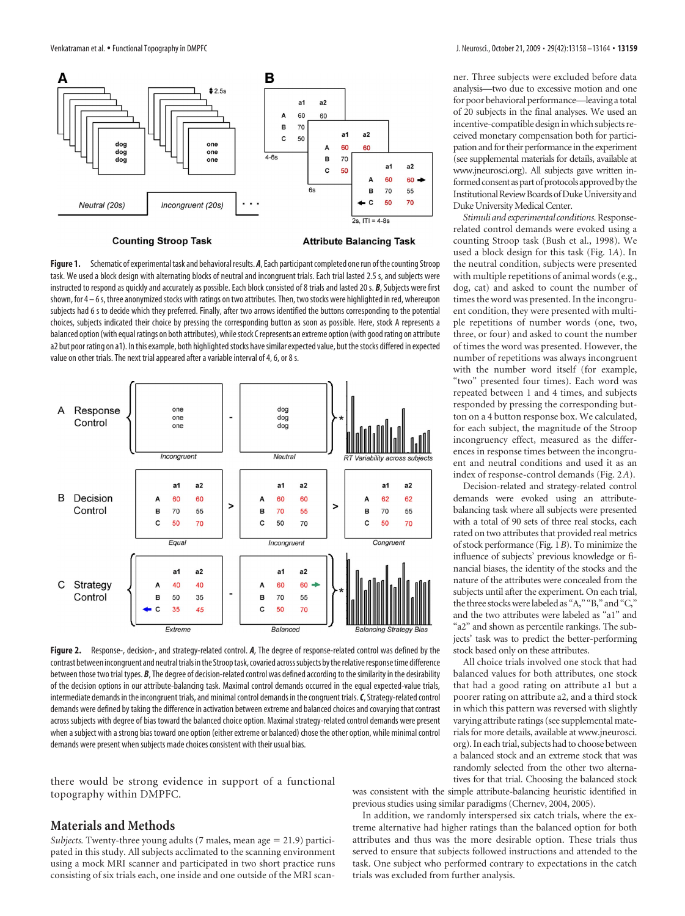**Figure 1.** Schematic of experimental task and behavioral results. ***A***, Each participant completed one run of the counting Stroop task. We used a block design with alternating blocks of neutral and incongruent trials. Each trial lasted 2.5 s, and subjects were instructed to respond as quickly and accurately as possible. Each block consisted of 8 trials and lasted 20 s. ***B***, Subjects were first shown, for 4–6 s, three anonymized stocks with ratings on two attributes. Then, two stocks were highlighted in red, whereupon subjects had 6 s to decide which they preferred. Finally, after two arrows identified the buttons corresponding to the potential choices, subjects indicated their choice by pressing the corresponding button as soon as possible. Here, stock A represents a balanced option (with equal ratings on both attributes), while stock C represents an extreme option (with good rating on attribute a2 but poor rating on a1). In this example, both highlighted stocks have similar expected value, but the stocks differed in expected value on other trials. The next trial appeared after a variable interval of 4, 6, or 8 s.

**Figure 2.** Response-, decision-, and strategy-related control. ***A***, The degree of response-related control was defined by the contrast between incongruent and neutral trials in the Stroop task, covaried across subjects by the relative response time difference between those two trial types. ***B***, The degree of decision-related control was defined according to the similarity in the desirability of the decision options in our attribute-balancing task. Maximal control demands occurred in the equal expected-value trials, intermediate demands in the incongruent trials, and minimal control demands in the congruent trials. ***C***, Strategy-related control demands were defined by taking the difference in activation between extreme and balanced choices and covarying that contrast across subjects with degree of bias toward the balanced choice option. Maximal strategy-related control demands were present when a subject with a strong bias toward one option (either extreme or balanced) chose the other option, while minimal control demands were present when subjects made choices consistent with their usual bias.

there would be strong evidence in support of a functional topography within DMPFC.

## Materials and Methods

*Subjects.* Twenty-three young adults (7 males, mean age = 21.9) participated in this study. All subjects acclimated to the scanning environment using a mock MRI scanner and participated in two short practice runs consisting of six trials each, one inside and one outside of the MRI scanner. Three subjects were excluded before data analysis—two due to excessive motion and one for poor behavioral performance—leaving a total of 20 subjects in the final analyses. We used an incentive-compatible design in which subjects received monetary compensation both for participation and for their performance in the experiment (see supplemental materials for details, available at www.jneurosci.org). All subjects gave written informed consent as part of protocols approved by the Institutional Review Boards of Duke University and Duke University Medical Center.

*Stimuli and experimental conditions.* Response-related control demands were evoked using a counting Stroop task (Bush et al., 1998). We used a block design for this task (Fig. 1*A*). In the neutral condition, subjects were presented with multiple repetitions of animal words (e.g., dog, cat) and asked to count the number of times the word was presented. In the incongruent condition, they were presented with multiple repetitions of number words (one, two, three, or four) and asked to count the number of times the word was presented. However, the number of repetitions was always incongruent with the number word itself (for example, "two" presented four times). Each word was repeated between 1 and 4 times, and subjects responded by pressing the corresponding button on a 4 button response box. We calculated, for each subject, the magnitude of the Stroop incongruency effect, measured as the differences in response times between the incongruent and neutral conditions and used it as an index of response-control demands (Fig. 2*A*).

Decision-related and strategy-related control demands were evoked using an attribute-balancing task where all subjects were presented with a total of 90 sets of three real stocks, each rated on two attributes that provided real metrics of stock performance (Fig. 1*B*). To minimize the influence of subjects' previous knowledge or financial biases, the identity of the stocks and the nature of the attributes were concealed from the subjects until after the experiment. On each trial, the three stocks were labeled as "A," "B," and "C," and the two attributes were labeled as "a1" and "a2" and shown as percentile rankings. The subjects' task was to predict the better-performing stock based only on these attributes.

All choice trials involved one stock that had balanced values for both attributes, one stock that had a good rating on attribute a1 but a poorer rating on attribute a2, and a third stock in which this pattern was reversed with slightly varying attribute ratings (see supplemental materials for more details, available at www.jneurosci.org). In each trial, subjects had to choose between a balanced stock and an extreme stock that was randomly selected from the other two alternatives for that trial. Choosing the balanced stock was consistent with the simple attribute-balancing heuristic identified in previous studies using similar paradigms (Chernev, 2004, 2005).

In addition, we randomly interspersed six catch trials, where the extreme alternative had higher ratings than the balanced option for both attributes and thus was the more desirable option. These trials thus served to ensure that subjects followed instructions and attended to the task. One subject who performed contrary to expectations in the catch trials was excluded from further analysis.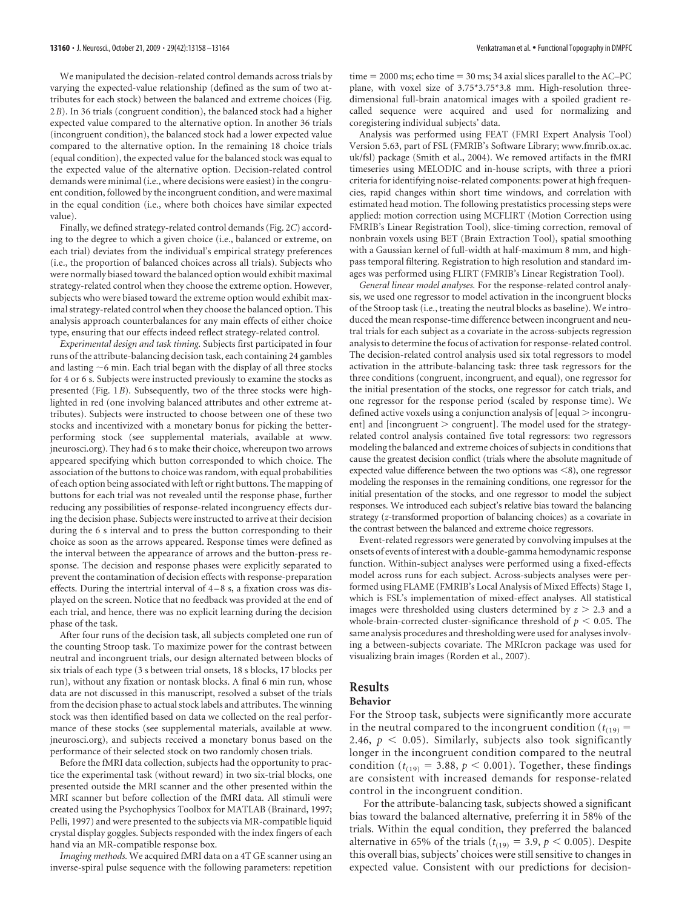We manipulated the decision-related control demands across trials by varying the expected-value relationship (defined as the sum of two attributes for each stock) between the balanced and extreme choices (Fig. 2*B*). In 36 trials (congruent condition), the balanced stock had a higher expected value compared to the alternative option. In another 36 trials (incongruent condition), the balanced stock had a lower expected value compared to the alternative option. In the remaining 18 choice trials (equal condition), the expected value for the balanced stock was equal to the expected value of the alternative option. Decision-related control demands were minimal (i.e., where decisions were easiest) in the congruent condition, followed by the incongruent condition, and were maximal in the equal condition (i.e., where both choices have similar expected value).

Finally, we defined strategy-related control demands (Fig. 2*C*) according to the degree to which a given choice (i.e., balanced or extreme, on each trial) deviates from the individual's empirical strategy preferences (i.e., the proportion of balanced choices across all trials). Subjects who were normally biased toward the balanced option would exhibit maximal strategy-related control when they choose the extreme option. However, subjects who were biased toward the extreme option would exhibit maximal strategy-related control when they choose the balanced option. This analysis approach counterbalances for any main effects of either choice type, ensuring that our effects indeed reflect strategy-related control.

*Experimental design and task timing.* Subjects first participated in four runs of the attribute-balancing decision task, each containing 24 gambles and lasting ~6 min. Each trial began with the display of all three stocks for 4 or 6 s. Subjects were instructed previously to examine the stocks as presented (Fig. 1*B*). Subsequently, two of the three stocks were highlighted in red (one involving balanced attributes and other extreme attributes). Subjects were instructed to choose between one of these two stocks and incentivized with a monetary bonus for picking the better-performing stock (see supplemental materials, available at www.jneurosci.org). They had 6 s to make their choice, whereupon two arrows appeared specifying which button corresponded to which choice. The association of the buttons to choice was random, with equal probabilities of each option being associated with left or right buttons. The mapping of buttons for each trial was not revealed until the response phase, further reducing any possibilities of response-related incongruency effects during the decision phase. Subjects were instructed to arrive at their decision during the 6 s interval and to press the button corresponding to their choice as soon as the arrows appeared. Response times were defined as the interval between the appearance of arrows and the button-press response. The decision and response phases were explicitly separated to prevent the contamination of decision effects with response-preparation effects. During the intertrial interval of 4–8 s, a fixation cross was displayed on the screen. Notice that no feedback was provided at the end of each trial, and hence, there was no explicit learning during the decision phase of the task.

After four runs of the decision task, all subjects completed one run of the counting Stroop task. To maximize power for the contrast between neutral and incongruent trials, our design alternated between blocks of six trials of each type (3 s between trial onsets, 18 s blocks, 17 blocks per run), without any fixation or nontask blocks. A final 6 min run, whose data are not discussed in this manuscript, resolved a subset of the trials from the decision phase to actual stock labels and attributes. The winning stock was then identified based on data we collected on the real performance of these stocks (see supplemental materials, available at www.jneurosci.org), and subjects received a monetary bonus based on the performance of their selected stock on two randomly chosen trials.

Before the fMRI data collection, subjects had the opportunity to practice the experimental task (without reward) in two six-trial blocks, one presented outside the MRI scanner and the other presented within the MRI scanner but before collection of the fMRI data. All stimuli were created using the Psychophysics Toolbox for MATLAB (Brainard, 1997; Pelli, 1997) and were presented to the subjects via MR-compatible liquid crystal display goggles. Subjects responded with the index fingers of each hand via an MR-compatible response box.

*Imaging methods.* We acquired fMRI data on a 4T GE scanner using an inverse-spiral pulse sequence with the following parameters: repetition time = 2000 ms; echo time = 30 ms; 34 axial slices parallel to the AC–PC plane, with voxel size of 3.75*3.75*3.8 mm. High-resolution three-dimensional full-brain anatomical images with a spoiled gradient recalled sequence were acquired and used for normalizing and coregistering individual subjects' data.

Analysis was performed using FEAT (FMRI Expert Analysis Tool) Version 5.63, part of FSL (FMRIB's Software Library; www.fmrib.ox.ac.uk/fsl) package (Smith et al., 2004). We removed artifacts in the fMRI timeseries using MELODIC and in-house scripts, with three a priori criteria for identifying noise-related components: power at high frequencies, rapid changes within short time windows, and correlation with estimated head motion. The following prestatistics processing steps were applied: motion correction using MCFLIRT (Motion Correction using FMRIB's Linear Registration Tool), slice-timing correction, removal of nonbrain voxels using BET (Brain Extraction Tool), spatial smoothing with a Gaussian kernel of full-width at half-maximum 8 mm, and high-pass temporal filtering. Registration to high resolution and standard images was performed using FLIRT (FMRIB's Linear Registration Tool).

*General linear model analyses.* For the response-related control analysis, we used one regressor to model activation in the incongruent blocks of the Stroop task (i.e., treating the neutral blocks as baseline). We introduced the mean response-time difference between incongruent and neutral trials for each subject as a covariate in the across-subjects regression analysis to determine the focus of activation for response-related control. The decision-related control analysis used six total regressors to model activation in the attribute-balancing task: three task regressors for the three conditions (congruent, incongruent, and equal), one regressor for the initial presentation of the stocks, one regressor for catch trials, and one regressor for the response period (scaled by response time). We defined active voxels using a conjunction analysis of [equal > incongruent] and [incongruent > congruent]. The model used for the strategy-related control analysis contained five total regressors: two regressors modeling the balanced and extreme choices of subjects in conditions that cause the greatest decision conflict (trials where the absolute magnitude of expected value difference between the two options was <8), one regressor modeling the responses in the remaining conditions, one regressor for the initial presentation of the stocks, and one regressor to model the subject responses. We introduced each subject's relative bias toward the balancing strategy (*z*-transformed proportion of balancing choices) as a covariate in the contrast between the balanced and extreme choice regressors.

Event-related regressors were generated by convolving impulses at the onsets of events of interest with a double-gamma hemodynamic response function. Within-subject analyses were performed using a fixed-effects model across runs for each subject. Across-subjects analyses were performed using FLAME (FMRIB's Local Analysis of Mixed Effects) Stage 1, which is FSL's implementation of mixed-effect analyses. All statistical images were thresholded using clusters determined by $z > 2.3$ and a whole-brain-corrected cluster-significance threshold of $p < 0.05$. The same analysis procedures and thresholding were used for analyses involving a between-subjects covariate. The MRIcron package was used for visualizing brain images (Rorden et al., 2007).

# Results

## Behavior

For the Stroop task, subjects were significantly more accurate in the neutral compared to the incongruent condition ($t_{(19)} = 2.46$, $p < 0.05$). Similarly, subjects also took significantly longer in the incongruent condition compared to the neutral condition ($t_{(19)} = 3.88$, $p < 0.001$). Together, these findings are consistent with increased demands for response-related control in the incongruent condition.

For the attribute-balancing task, subjects showed a significant bias toward the balanced alternative, preferring it in 58% of the trials. Within the equal condition, they preferred the balanced alternative in 65% of the trials ($t_{(19)} = 3.9$, $p < 0.005$). Despite this overall bias, subjects' choices were still sensitive to changes in expected value. Consistent with our predictions for decision-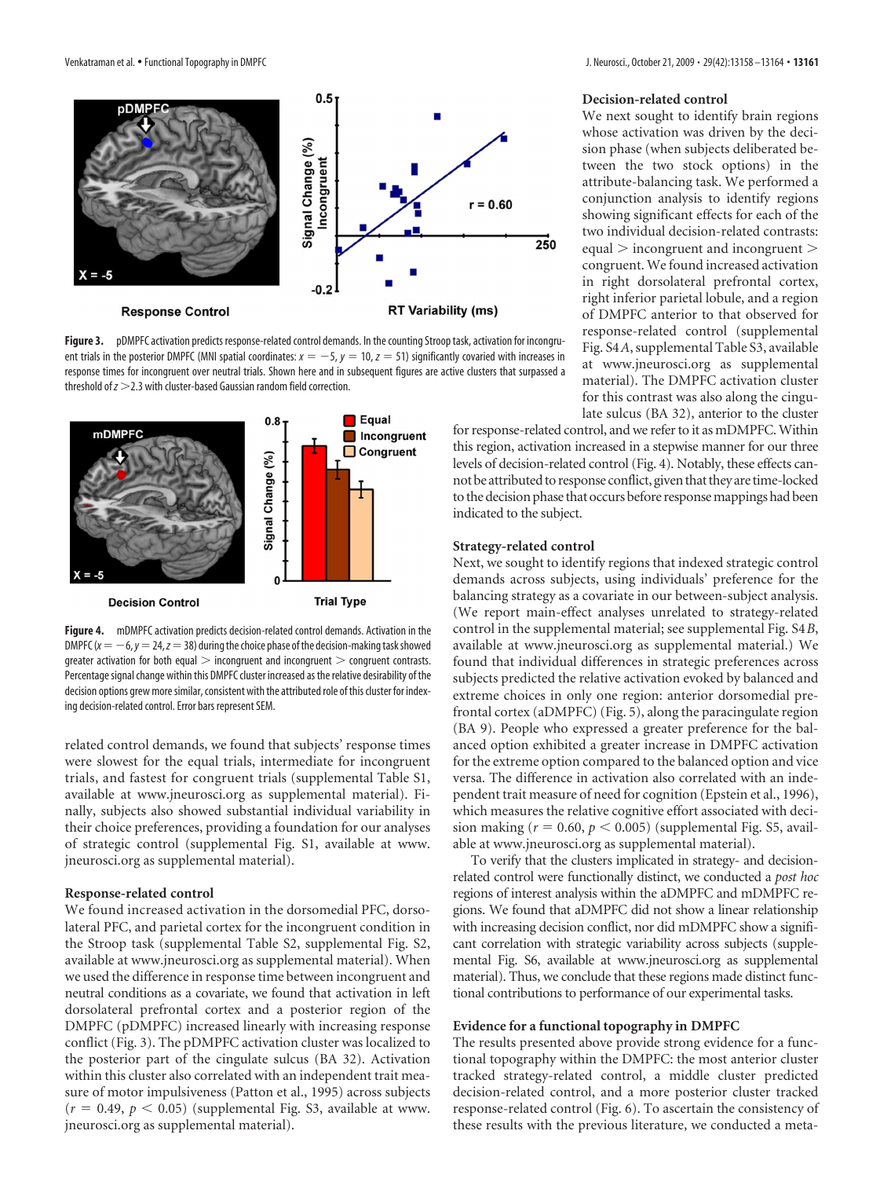**Figure 3.** pDMPFC activation predicts response-related control demands. In the counting Stroop task, activation for incongruent trials in the posterior DMPFC (MNI spatial coordinates: $x = -5$, $y = 10$, $z = 51$) significantly covaried with increases in response times for incongruent over neutral trials. Shown here and in subsequent figures are active clusters that surpassed a threshold of $z > 2.3$ with cluster-based Gaussian random field correction.

**Figure 4.** mDMPFC activation predicts decision-related control demands. Activation in the DMPFC ($x = -6$, $y = 24$, $z = 38$) during the choice phase of the decision-making task showed greater activation for both equal > incongruent and incongruent > congruent contrasts. Percentage signal change within this DMPFC cluster increased as the relative desirability of the decision options grew more similar, consistent with the attributed role of this cluster for indexing decision-related control. Error bars represent SEM.

related control demands, we found that subjects' response times were slowest for the equal trials, intermediate for incongruent trials, and fastest for congruent trials (supplemental Table S1, available at www.jneurosci.org as supplemental material). Finally, subjects also showed substantial individual variability in their choice preferences, providing a foundation for our analyses of strategic control (supplemental Fig. S1, available at www.jneurosci.org as supplemental material).

### Response-related control

We found increased activation in the dorsomedial PFC, dorsolateral PFC, and parietal cortex for the incongruent condition in the Stroop task (supplemental Table S2, supplemental Fig. S2, available at www.jneurosci.org as supplemental material). When we used the difference in response time between incongruent and neutral conditions as a covariate, we found that activation in left dorsolateral prefrontal cortex and a posterior region of the DMPFC (pDMPFC) increased linearly with increasing response conflict (Fig. 3). The pDMPFC activation cluster was localized to the posterior part of the cingulate sulcus (BA 32). Activation within this cluster also correlated with an independent trait measure of motor impulsiveness (Patton et al., 1995) across subjects ($r = 0.49$, $p < 0.05$) (supplemental Fig. S3, available at www.jneurosci.org as supplemental material).

### Decision-related control

We next sought to identify brain regions whose activation was driven by the decision phase (when subjects deliberated between the two stock options) in the attribute-balancing task. We performed a conjunction analysis to identify regions showing significant effects for each of the two individual decision-related contrasts: equal > incongruent and incongruent > congruent. We found increased activation in right dorsolateral prefrontal cortex, right inferior parietal lobule, and a region of DMPFC anterior to that observed for response-related control (supplemental Fig. S4*A*, supplemental Table S3, available at www.jneurosci.org as supplemental material). The DMPFC activation cluster for this contrast was also along the cingulate sulcus (BA 32), anterior to the cluster for response-related control, and we refer to it as mDMPFC. Within this region, activation increased in a stepwise manner for our three levels of decision-related control (Fig. 4). Notably, these effects cannot be attributed to response conflict, given that they are time-locked to the decision phase that occurs before response mappings had been indicated to the subject.

### Strategy-related control

Next, we sought to identify regions that indexed strategic control demands across subjects, using individuals' preference for the balancing strategy as a covariate in our between-subject analysis. (We report main-effect analyses unrelated to strategy-related control in the supplemental material; see supplemental Fig. S4*B*, available at www.jneurosci.org as supplemental material.) We found that individual differences in strategic preferences across subjects predicted the relative activation evoked by balanced and extreme choices in only one region: anterior dorsomedial prefrontal cortex (aDMPFC) (Fig. 5), along the paracingulate region (BA 9). People who expressed a greater preference for the balanced option exhibited a greater increase in DMPFC activation for the extreme option compared to the balanced option and vice versa. The difference in activation also correlated with an independent trait measure of need for cognition (Epstein et al., 1996), which measures the relative cognitive effort associated with decision making ($r = 0.60$, $p < 0.005$) (supplemental Fig. S5, available at www.jneurosci.org as supplemental material).

To verify that the clusters implicated in strategy- and decision-related control were functionally distinct, we conducted a *post hoc* regions of interest analysis within the aDMPFC and mDMPFC regions. We found that aDMPFC did not show a linear relationship with increasing decision conflict, nor did mDMPFC show a significant correlation with strategic variability across subjects (supplemental Fig. S6, available at www.jneurosci.org as supplemental material). Thus, we conclude that these regions made distinct functional contributions to performance of our experimental tasks.

### Evidence for a functional topography in DMPFC

The results presented above provide strong evidence for a functional topography within the DMPFC: the most anterior cluster tracked strategy-related control, a middle cluster predicted decision-related control, and a more posterior cluster tracked response-related control (Fig. 6). To ascertain the consistency of these results with the previous literature, we conducted a meta-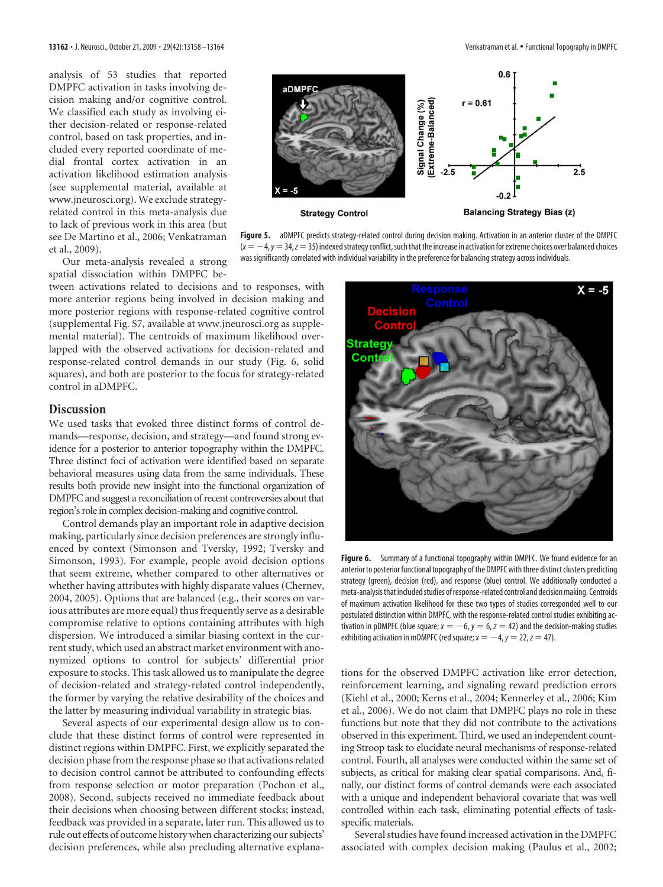analysis of 53 studies that reported DMPFC activation in tasks involving decision making and/or cognitive control. We classified each study as involving either decision-related or response-related control, based on task properties, and included every reported coordinate of medial frontal cortex activation in an activation likelihood estimation analysis (see supplemental material, available at www.jneurosci.org). We exclude strategy-related control in this meta-analysis due to lack of previous work in this area (but see De Martino et al., 2006; Venkatraman et al., 2009).

Our meta-analysis revealed a strong spatial dissociation within DMPFC between activations related to decisions and to responses, with more anterior regions being involved in decision making and more posterior regions with response-related cognitive control (supplemental Fig. S7, available at www.jneurosci.org as supplemental material). The centroids of maximum likelihood overlapped with the observed activations for decision-related and response-related control demands in our study (Fig. 6, solid squares), and both are posterior to the focus for strategy-related control in aDMPFC.

**Figure 5.** aDMPFC predicts strategy-related control during decision making. Activation in an anterior cluster of the DMPFC ($x = -4, y = 34, z = 35$) indexed strategy conflict, such that the increase in activation for extreme choices over balanced choices was significantly correlated with individual variability in the preference for balancing strategy across individuals.

**Figure 6.** Summary of a functional topography within DMPFC. We found evidence for an anterior to posterior functional topography of the DMPFC with three distinct clusters predicting strategy (green), decision (red), and response (blue) control. We additionally conducted a meta-analysis that included studies of response-related control and decision making. Centroids of maximum activation likelihood for these two types of studies corresponded well to our postulated distinction within DMPFC, with the response-related control studies exhibiting activation in pDMPFC (blue square; $x = -6, y = 6, z = 42$) and the decision-making studies exhibiting activation in mDMPFC (red square; $x = -4, y = 22, z = 47$).

## Discussion

We used tasks that evoked three distinct forms of control demands—response, decision, and strategy—and found strong evidence for a posterior to anterior topography within the DMPFC. Three distinct foci of activation were identified based on separate behavioral measures using data from the same individuals. These results both provide new insight into the functional organization of DMPFC and suggest a reconciliation of recent controversies about that region's role in complex decision-making and cognitive control.

Control demands play an important role in adaptive decision making, particularly since decision preferences are strongly influenced by context (Simonson and Tversky, 1992; Tversky and Simonson, 1993). For example, people avoid decision options that seem extreme, whether compared to other alternatives or whether having attributes with highly disparate values (Chernev, 2004, 2005). Options that are balanced (e.g., their scores on various attributes are more equal) thus frequently serve as a desirable compromise relative to options containing attributes with high dispersion. We introduced a similar biasing context in the current study, which used an abstract market environment with anonymized options to control for subjects' differential prior exposure to stocks. This task allowed us to manipulate the degree of decision-related and strategy-related control independently, the former by varying the relative desirability of the choices and the latter by measuring individual variability in strategic bias.

Several aspects of our experimental design allow us to conclude that these distinct forms of control were represented in distinct regions within DMPFC. First, we explicitly separated the decision phase from the response phase so that activations related to decision control cannot be attributed to confounding effects from response selection or motor preparation (Pochon et al., 2008). Second, subjects received no immediate feedback about their decisions when choosing between different stocks; instead, feedback was provided in a separate, later run. This allowed us to rule out effects of outcome history when characterizing our subjects' decision preferences, while also precluding alternative explanations for the observed DMPFC activation like error detection, reinforcement learning, and signaling reward prediction errors (Kiehl et al., 2000; Kerns et al., 2004; Kennerley et al., 2006; Kim et al., 2006). We do not claim that DMPFC plays no role in these functions but note that they did not contribute to the activations observed in this experiment. Third, we used an independent counting Stroop task to elucidate neural mechanisms of response-related control. Fourth, all analyses were conducted within the same set of subjects, as critical for making clear spatial comparisons. And, finally, our distinct forms of control demands were each associated with a unique and independent behavioral covariate that was well controlled within each task, eliminating potential effects of task-specific materials.

Several studies have found increased activation in the DMPFC associated with complex decision making (Paulus et al., 2002;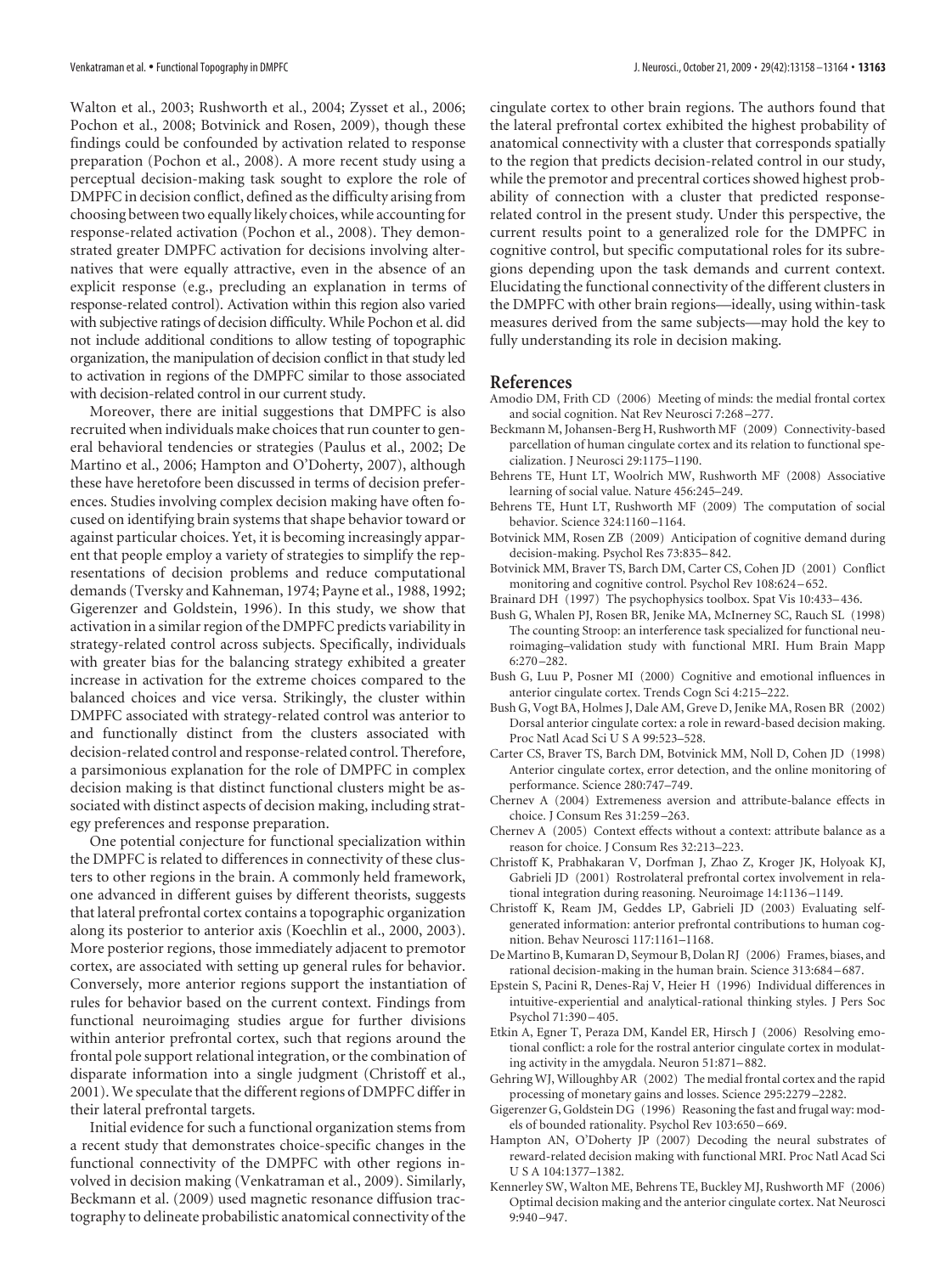Walton et al., 2003; Rushworth et al., 2004; Zysset et al., 2006; Pochon et al., 2008; Botvinick and Rosen, 2009), though these findings could be confounded by activation related to response preparation (Pochon et al., 2008). A more recent study using a perceptual decision-making task sought to explore the role of DMPFC in decision conflict, defined as the difficulty arising from choosing between two equally likely choices, while accounting for response-related activation (Pochon et al., 2008). They demonstrated greater DMPFC activation for decisions involving alternatives that were equally attractive, even in the absence of an explicit response (e.g., precluding an explanation in terms of response-related control). Activation within this region also varied with subjective ratings of decision difficulty. While Pochon et al. did not include additional conditions to allow testing of topographic organization, the manipulation of decision conflict in that study led to activation in regions of the DMPFC similar to those associated with decision-related control in our current study.

Moreover, there are initial suggestions that DMPFC is also recruited when individuals make choices that run counter to general behavioral tendencies or strategies (Paulus et al., 2002; De Martino et al., 2006; Hampton and O'Doherty, 2007), although these have heretofore been discussed in terms of decision preferences. Studies involving complex decision making have often focused on identifying brain systems that shape behavior toward or against particular choices. Yet, it is becoming increasingly apparent that people employ a variety of strategies to simplify the representations of decision problems and reduce computational demands (Tversky and Kahneman, 1974; Payne et al., 1988, 1992; Gigerenzer and Goldstein, 1996). In this study, we show that activation in a similar region of the DMPFC predicts variability in strategy-related control across subjects. Specifically, individuals with greater bias for the balancing strategy exhibited a greater increase in activation for the extreme choices compared to the balanced choices and vice versa. Strikingly, the cluster within DMPFC associated with strategy-related control was anterior to and functionally distinct from the clusters associated with decision-related control and response-related control. Therefore, a parsimonious explanation for the role of DMPFC in complex decision making is that distinct functional clusters might be associated with distinct aspects of decision making, including strategy preferences and response preparation.

One potential conjecture for functional specialization within the DMPFC is related to differences in connectivity of these clusters to other regions in the brain. A commonly held framework, one advanced in different guises by different theorists, suggests that lateral prefrontal cortex contains a topographic organization along its posterior to anterior axis (Koechlin et al., 2000, 2003). More posterior regions, those immediately adjacent to premotor cortex, are associated with setting up general rules for behavior. Conversely, more anterior regions support the instantiation of rules for behavior based on the current context. Findings from functional neuroimaging studies argue for further divisions within anterior prefrontal cortex, such that regions around the frontal pole support relational integration, or the combination of disparate information into a single judgment (Christoff et al., 2001). We speculate that the different regions of DMPFC differ in their lateral prefrontal targets.

Initial evidence for such a functional organization stems from a recent study that demonstrates choice-specific changes in the functional connectivity of the DMPFC with other regions involved in decision making (Venkatraman et al., 2009). Similarly, Beckmann et al. (2009) used magnetic resonance diffusion tractography to delineate probabilistic anatomical connectivity of the cingulate cortex to other brain regions. The authors found that the lateral prefrontal cortex exhibited the highest probability of anatomical connectivity with a cluster that corresponds spatially to the region that predicts decision-related control in our study, while the premotor and precentral cortices showed highest probability of connection with a cluster that predicted response-related control in the present study. Under this perspective, the current results point to a generalized role for the DMPFC in cognitive control, but specific computational roles for its subregions depending upon the task demands and current context. Elucidating the functional connectivity of the different clusters in the DMPFC with other brain regions—ideally, using within-task measures derived from the same subjects—may hold the key to fully understanding its role in decision making.

## References

Amodio DM, Frith CD (2006) Meeting of minds: the medial frontal cortex and social cognition. Nat Rev Neurosci 7:268–277.

Beckmann M, Johansen-Berg H, Rushworth MF (2009) Connectivity-based parcellation of human cingulate cortex and its relation to functional specialization. J Neurosci 29:1175–1190.

Behrens TE, Hunt LT, Woolrich MW, Rushworth MF (2008) Associative learning of social value. Nature 456:245–249.

Behrens TE, Hunt LT, Rushworth MF (2009) The computation of social behavior. Science 324:1160–1164.

Botvinick MM, Rosen ZB (2009) Anticipation of cognitive demand during decision-making. Psychol Res 73:835–842.

Botvinick MM, Braver TS, Barch DM, Carter CS, Cohen JD (2001) Conflict monitoring and cognitive control. Psychol Rev 108:624–652.

Brainard DH (1997) The psychophysics toolbox. Spat Vis 10:433–436.

Bush G, Whalen PJ, Rosen BR, Jenike MA, McInerney SC, Rauch SL (1998) The counting Stroop: an interference task specialized for functional neuroimaging–validation study with functional MRI. Hum Brain Mapp 6:270–282.

Bush G, Luu P, Posner MI (2000) Cognitive and emotional influences in anterior cingulate cortex. Trends Cogn Sci 4:215–222.

Bush G, Vogt BA, Holmes J, Dale AM, Greve D, Jenike MA, Rosen BR (2002) Dorsal anterior cingulate cortex: a role in reward-based decision making. Proc Natl Acad Sci U S A 99:523–528.

Carter CS, Braver TS, Barch DM, Botvinick MM, Noll D, Cohen JD (1998) Anterior cingulate cortex, error detection, and the online monitoring of performance. Science 280:747–749.

Chernev A (2004) Extremeness aversion and attribute-balance effects in choice. J Consum Res 31:259–263.

Chernev A (2005) Context effects without a context: attribute balance as a reason for choice. J Consum Res 32:213–223.

Christoff K, Prabhakaran V, Dorfman J, Zhao Z, Kroger JK, Holyoak KJ, Gabrieli JD (2001) Rostrolateral prefrontal cortex involvement in relational integration during reasoning. Neuroimage 14:1136–1149.

Christoff K, Ream JM, Geddes LP, Gabrieli JD (2003) Evaluating self-generated information: anterior prefrontal contributions to human cognition. Behav Neurosci 117:1161–1168.

De Martino B, Kumaran D, Seymour B, Dolan RJ (2006) Frames, biases, and rational decision-making in the human brain. Science 313:684–687.

Epstein S, Pacini R, Denes-Raj V, Heier H (1996) Individual differences in intuitive-experiential and analytical-rational thinking styles. J Pers Soc Psychol 71:390–405.

Etkin A, Egner T, Peraza DM, Kandel ER, Hirsch J (2006) Resolving emotional conflict: a role for the rostral anterior cingulate cortex in modulating activity in the amygdala. Neuron 51:871–882.

Gehring WJ, Willoughby AR (2002) The medial frontal cortex and the rapid processing of monetary gains and losses. Science 295:2279–2282.

Gigerenzer G, Goldstein DG (1996) Reasoning the fast and frugal way: models of bounded rationality. Psychol Rev 103:650–669.

Hampton AN, O'Doherty JP (2007) Decoding the neural substrates of reward-related decision making with functional MRI. Proc Natl Acad Sci U S A 104:1377–1382.

Kennerley SW, Walton ME, Behrens TE, Buckley MJ, Rushworth MF (2006) Optimal decision making and the anterior cingulate cortex. Nat Neurosci 9:940–947.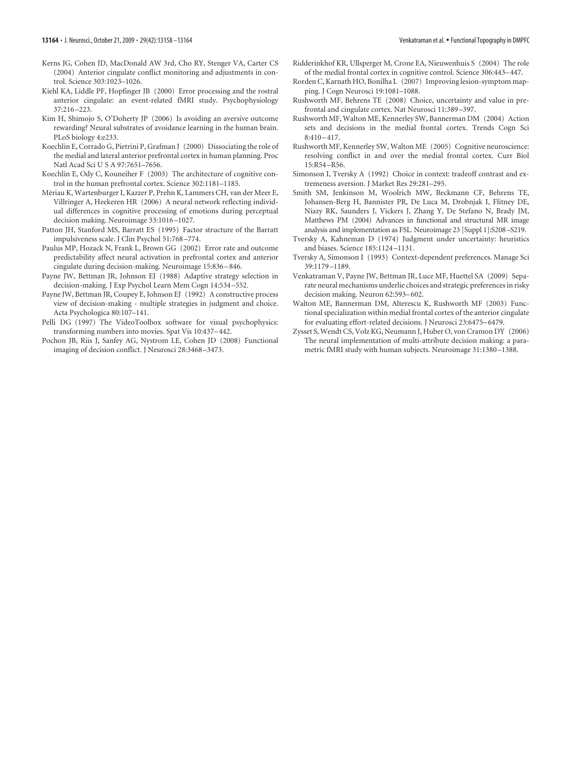Kerns JG, Cohen JD, MacDonald AW 3rd, Cho RY, Stenger VA, Carter CS (2004) Anterior cingulate conflict monitoring and adjustments in control. Science 303:1023–1026.

Kiehl KA, Liddle PF, Hopfinger JB (2000) Error processing and the rostral anterior cingulate: an event-related fMRI study. Psychophysiology 37:216–223.

Kim H, Shimojo S, O'Doherty JP (2006) Is avoiding an aversive outcome rewarding? Neural substrates of avoidance learning in the human brain. PLoS biology 4:e233.

Koechlin E, Corrado G, Pietrini P, Grafman J (2000) Dissociating the role of the medial and lateral anterior prefrontal cortex in human planning. Proc Natl Acad Sci U S A 97:7651–7656.

Koechlin E, Ody C, Kouneiher F (2003) The architecture of cognitive control in the human prefrontal cortex. Science 302:1181–1185.

Mériau K, Wartenburger I, Kazzer P, Prehn K, Lammers CH, van der Meer E, Villringer A, Heekeren HR (2006) A neural network reflecting individual differences in cognitive processing of emotions during perceptual decision making. Neuroimage 33:1016–1027.

Patton JH, Stanford MS, Barratt ES (1995) Factor structure of the Barratt impulsiveness scale. J Clin Psychol 51:768–774.

Paulus MP, Hozack N, Frank L, Brown GG (2002) Error rate and outcome predictability affect neural activation in prefrontal cortex and anterior cingulate during decision-making. Neuroimage 15:836–846.

Payne JW, Bettman JR, Johnson EJ (1988) Adaptive strategy selection in decision-making. J Exp Psychol Learn Mem Cogn 14:534–552.

Payne JW, Bettman JR, Coupey E, Johnson EJ (1992) A constructive process view of decision-making - multiple strategies in judgment and choice. Acta Psychologica 80:107–141.

Pelli DG (1997) The VideoToolbox software for visual psychophysics: transforming numbers into movies. Spat Vis 10:437–442.

Pochon JB, Riis J, Sanfey AG, Nystrom LE, Cohen JD (2008) Functional imaging of decision conflict. J Neurosci 28:3468–3473.

Ridderinkhof KR, Ullsperger M, Crone EA, Nieuwenhuis S (2004) The role of the medial frontal cortex in cognitive control. Science 306:443–447.

Rorden C, Karnath HO, Bonilha L (2007) Improving lesion-symptom mapping. J Cogn Neurosci 19:1081–1088.

Rushworth MF, Behrens TE (2008) Choice, uncertainty and value in prefrontal and cingulate cortex. Nat Neurosci 11:389–397.

Rushworth MF, Walton ME, Kennerley SW, Bannerman DM (2004) Action sets and decisions in the medial frontal cortex. Trends Cogn Sci 8:410–417.

Rushworth MF, Kennerley SW, Walton ME (2005) Cognitive neuroscience: resolving conflict in and over the medial frontal cortex. Curr Biol 15:R54–R56.

Simonson I, Tversky A (1992) Choice in context: tradeoff contrast and extremeness aversion. J Market Res 29:281–295.

Smith SM, Jenkinson M, Woolrich MW, Beckmann CF, Behrens TE, Johansen-Berg H, Bannister PR, De Luca M, Drobnjak I, Flitney DE, Niazy RK, Saunders J, Vickers J, Zhang Y, De Stefano N, Brady JM, Matthews PM (2004) Advances in functional and structural MR image analysis and implementation as FSL. Neuroimage 23 [Suppl 1]:S208–S219.

Tversky A, Kahneman D (1974) Judgment under uncertainty: heuristics and biases. Science 185:1124–1131.

Tversky A, Simonson I (1993) Context-dependent preferences. Manage Sci 39:1179–1189.

Venkatraman V, Payne JW, Bettman JR, Luce MF, Huettel SA (2009) Separate neural mechanisms underlie choices and strategic preferences in risky decision making. Neuron 62:593–602.

Walton ME, Bannerman DM, Alterescu K, Rushworth MF (2003) Functional specialization within medial frontal cortex of the anterior cingulate for evaluating effort-related decisions. J Neurosci 23:6475–6479.

Zysset S, Wendt CS, Volz KG, Neumann J, Huber O, von Cramon DY (2006) The neural implementation of multi-attribute decision making: a parametric fMRI study with human subjects. Neuroimage 31:1380–1388.